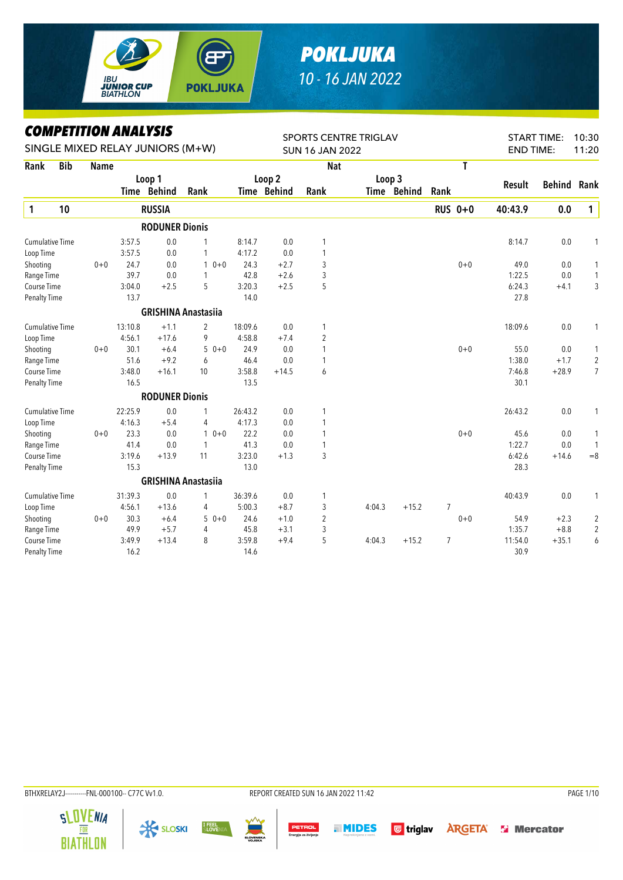# POKLJUKA

10 - 16 JAN 2022

## COMPETITION ANALYSIS

SINGLE MIXED RELAY JUNIORS (M+W)

SPORTS CENTRE TRIGLAV
SUN 16 JAN 2022

START TIME: 10:30
END TIME: 11:20

| Rank | Bib | Name | | Loop 1 Time | Behind | Rank | | Loop 2 Time | Behind | Rank | Loop 3 Time | Behind | Rank | Nat | T | Result | Behind | Rank |
|---|---|---|---|---|---|---|---|---|---|---|---|---|---|---|---|---|---|---|
| **1** | **10** | **RUSSIA** | | | | | | | | | | | | **RUS** | **0+0** | **40:43.9** | **0.0** | **1** |
| | | **RODUNER Dionis** | | | | | | | | | | | | | | | | |
| | | Cumulative Time | | 3:57.5 | 0.0 | 1 | | 8:14.7 | 0.0 | 1 | | | | | | 8:14.7 | 0.0 | 1 |
| | | Loop Time | | 3:57.5 | 0.0 | 1 | | 4:17.2 | 0.0 | 1 | | | | | | | | |
| | | Shooting | 0+0 | 24.7 | 0.0 | 1 | 0+0 | 24.3 | +2.7 | 3 | | | | | 0+0 | 49.0 | 0.0 | 1 |
| | | Range Time | | 39.7 | 0.0 | 1 | | 42.8 | +2.6 | 3 | | | | | | 1:22.5 | 0.0 | 1 |
| | | Course Time | | 3:04.0 | +2.5 | 5 | | 3:20.3 | +2.5 | 5 | | | | | | 6:24.3 | +4.1 | 3 |
| | | Penalty Time | | 13.7 | | | | 14.0 | | | | | | | | 27.8 | | |
| | | **GRISHINA Anastasiia** | | | | | | | | | | | | | | | | |
| | | Cumulative Time | | 13:10.8 | +1.1 | 2 | | 18:09.6 | 0.0 | 1 | | | | | | 18:09.6 | 0.0 | 1 |
| | | Loop Time | | 4:56.1 | +17.6 | 9 | | 4:58.8 | +7.4 | 2 | | | | | | | | |
| | | Shooting | 0+0 | 30.1 | +6.4 | 5 | 0+0 | 24.9 | 0.0 | 1 | | | | | 0+0 | 55.0 | 0.0 | 1 |
| | | Range Time | | 51.6 | +9.2 | 6 | | 46.4 | 0.0 | 1 | | | | | | 1:38.0 | +1.7 | 2 |
| | | Course Time | | 3:48.0 | +16.1 | 10 | | 3:58.8 | +14.5 | 6 | | | | | | 7:46.8 | +28.9 | 7 |
| | | Penalty Time | | 16.5 | | | | 13.5 | | | | | | | | 30.1 | | |
| | | **RODUNER Dionis** | | | | | | | | | | | | | | | | |
| | | Cumulative Time | | 22:25.9 | 0.0 | 1 | | 26:43.2 | 0.0 | 1 | | | | | | 26:43.2 | 0.0 | 1 |
| | | Loop Time | | 4:16.3 | +5.4 | 4 | | 4:17.3 | 0.0 | 1 | | | | | | | | |
| | | Shooting | 0+0 | 23.3 | 0.0 | 1 | 0+0 | 22.2 | 0.0 | 1 | | | | | 0+0 | 45.6 | 0.0 | 1 |
| | | Range Time | | 41.4 | 0.0 | 1 | | 41.3 | 0.0 | 1 | | | | | | 1:22.7 | 0.0 | 1 |
| | | Course Time | | 3:19.6 | +13.9 | 11 | | 3:23.0 | +1.3 | 3 | | | | | | 6:42.6 | +14.6 | =8 |
| | | Penalty Time | | 15.3 | | | | 13.0 | | | | | | | | 28.3 | | |
| | | **GRISHINA Anastasiia** | | | | | | | | | | | | | | | | |
| | | Cumulative Time | | 31:39.3 | 0.0 | 1 | | 36:39.6 | 0.0 | 1 | | | | | | 40:43.9 | 0.0 | 1 |
| | | Loop Time | | 4:56.1 | +13.6 | 4 | | 5:00.3 | +8.7 | 3 | 4:04.3 | +15.2 | 7 | | | | | |
| | | Shooting | 0+0 | 30.3 | +6.4 | 5 | 0+0 | 24.6 | +1.0 | 2 | | | | | 0+0 | 54.9 | +2.3 | 2 |
| | | Range Time | | 49.9 | +5.7 | 4 | | 45.8 | +3.1 | 3 | | | | | | 1:35.7 | +8.8 | 2 |
| | | Course Time | | 3:49.9 | +13.4 | 8 | | 3:59.8 | +9.4 | 5 | 4:04.3 | +15.2 | 7 | | | 11:54.0 | +35.1 | 6 |
| | | Penalty Time | | 16.2 | | | | 14.6 | | | | | | | | 30.9 | | |

BTHXRELAY2J-----------FNL-000100-- C77C Vv1.0. REPORT CREATED SUN 16 JAN 2022 11:42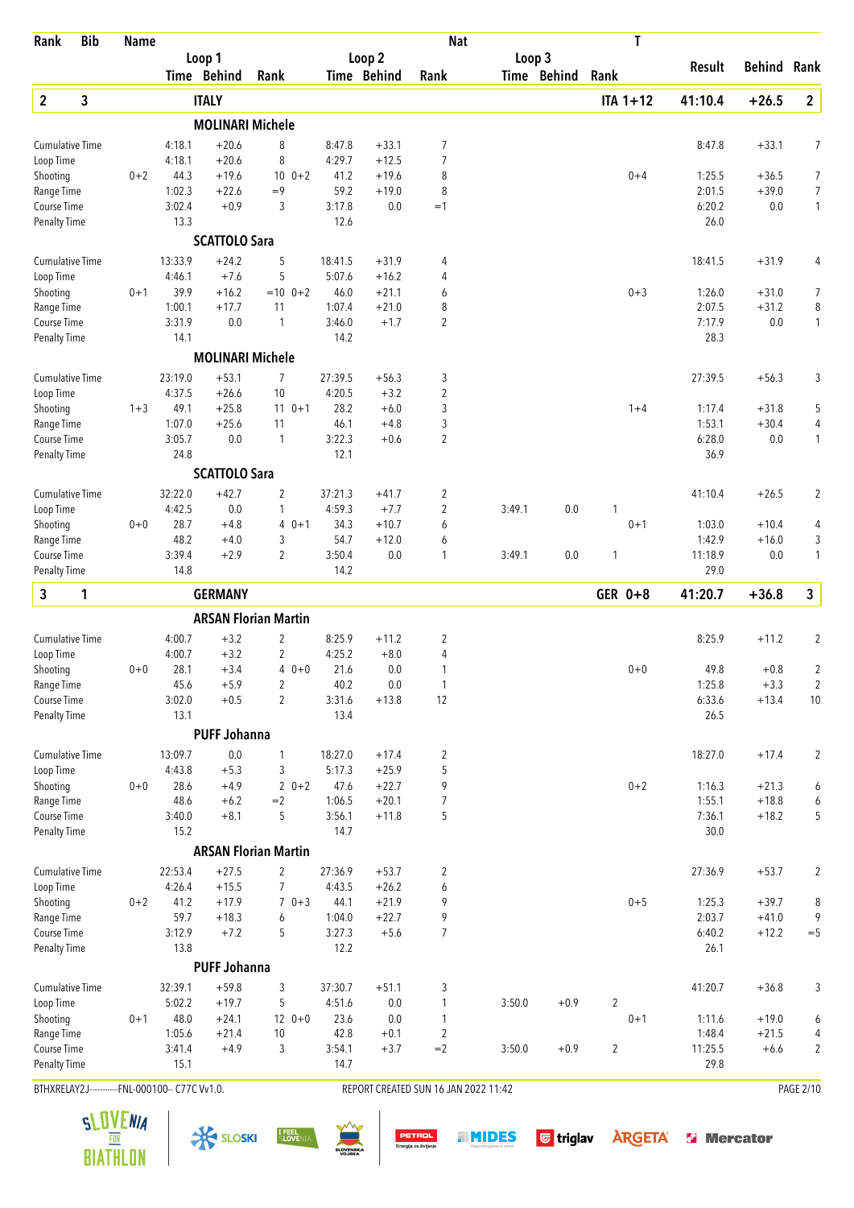| Rank | Bib | Name | | | | | | Nat | | | | T | Result | Behind | Rank |
|---|---|---|---|---|---|---|---|---|---|---|---|---|---|---|---|
| | | | Loop 1 | | | Loop 2 | | | Loop 3 | | | | | | |
| | | | Time | Behind | Rank | Time | Behind | Rank | Time | Behind | Rank | | | | |
| **2** | **3** | **ITALY** | | | | | | | | | | **ITA 1+12** | **41:10.4** | **+26.5** | **2** |
| | | **MOLINARI Michele** | | | | | | | | | | | | | |
| Cumulative Time | | | 4:18.1 | +20.6 | 8 | 8:47.8 | +33.1 | 7 | | | | | 8:47.8 | +33.1 | 7 |
| Loop Time | | | 4:18.1 | +20.6 | 8 | 4:29.7 | +12.5 | 7 | | | | | | | |
| Shooting | 0+2 | | 44.3 | +19.6 | 10 0+2 | 41.2 | +19.6 | 8 | | | | 0+4 | 1:25.5 | +36.5 | 7 |
| Range Time | | | 1:02.3 | +22.6 | =9 | 59.2 | +19.0 | 8 | | | | | 2:01.5 | +39.0 | 7 |
| Course Time | | | 3:02.4 | +0.9 | 3 | 3:17.8 | 0.0 | =1 | | | | | 6:20.2 | 0.0 | 1 |
| Penalty Time | | | 13.3 | | | 12.6 | | | | | | | 26.0 | | |
| | | **SCATTOLO Sara** | | | | | | | | | | | | | |
| Cumulative Time | | | 13:33.9 | +24.2 | 5 | 18:41.5 | +31.9 | 4 | | | | | 18:41.5 | +31.9 | 4 |
| Loop Time | | | 4:46.1 | +7.6 | 5 | 5:07.6 | +16.2 | 4 | | | | | | | |
| Shooting | 0+1 | | 39.9 | +16.2 | =10 0+2 | 46.0 | +21.1 | 6 | | | | 0+3 | 1:26.0 | +31.0 | 7 |
| Range Time | | | 1:00.1 | +17.7 | 11 | 1:07.4 | +21.0 | 8 | | | | | 2:07.5 | +31.2 | 8 |
| Course Time | | | 3:31.9 | 0.0 | 1 | 3:46.0 | +1.7 | 2 | | | | | 7:17.9 | 0.0 | 1 |
| Penalty Time | | | 14.1 | | | 14.2 | | | | | | | 28.3 | | |
| | | **MOLINARI Michele** | | | | | | | | | | | | | |
| Cumulative Time | | | 23:19.0 | +53.1 | 7 | 27:39.5 | +56.3 | 3 | | | | | 27:39.5 | +56.3 | 3 |
| Loop Time | | | 4:37.5 | +26.6 | 10 | 4:20.5 | +3.2 | 2 | | | | | | | |
| Shooting | 1+3 | | 49.1 | +25.8 | 11 0+1 | 28.2 | +6.0 | 3 | | | | 1+4 | 1:17.4 | +31.8 | 5 |
| Range Time | | | 1:07.0 | +25.6 | 11 | 46.1 | +4.8 | 3 | | | | | 1:53.1 | +30.4 | 4 |
| Course Time | | | 3:05.7 | 0.0 | 1 | 3:22.3 | +0.6 | 2 | | | | | 6:28.0 | 0.0 | 1 |
| Penalty Time | | | 24.8 | | | 12.1 | | | | | | | 36.9 | | |
| | | **SCATTOLO Sara** | | | | | | | | | | | | | |
| Cumulative Time | | | 32:22.0 | +42.7 | 2 | 37:21.3 | +41.7 | 2 | | | | | 41:10.4 | +26.5 | 2 |
| Loop Time | | | 4:42.5 | 0.0 | 1 | 4:59.3 | +7.7 | 2 | 3:49.1 | 0.0 | 1 | | | | |
| Shooting | 0+0 | | 28.7 | +4.8 | 4 0+1 | 34.3 | +10.7 | 6 | | | | 0+1 | 1:03.0 | +10.4 | 4 |
| Range Time | | | 48.2 | +4.0 | 3 | 54.7 | +12.0 | 6 | | | | | 1:42.9 | +16.0 | 3 |
| Course Time | | | 3:39.4 | +2.9 | 2 | 3:50.4 | 0.0 | 1 | 3:49.1 | 0.0 | 1 | | 11:18.9 | 0.0 | 1 |
| Penalty Time | | | 14.8 | | | 14.2 | | | | | | | 29.0 | | |
| **3** | **1** | **GERMANY** | | | | | | | | | | **GER 0+8** | **41:20.7** | **+36.8** | **3** |
| | | **ARSAN Florian Martin** | | | | | | | | | | | | | |
| Cumulative Time | | | 4:00.7 | +3.2 | 2 | 8:25.9 | +11.2 | 2 | | | | | 8:25.9 | +11.2 | 2 |
| Loop Time | | | 4:00.7 | +3.2 | 2 | 4:25.2 | +8.0 | 4 | | | | | | | |
| Shooting | 0+0 | | 28.1 | +3.4 | 4 0+0 | 21.6 | 0.0 | 1 | | | | 0+0 | 49.8 | +0.8 | 2 |
| Range Time | | | 45.6 | +5.9 | 2 | 40.2 | 0.0 | 1 | | | | | 1:25.8 | +3.3 | 2 |
| Course Time | | | 3:02.0 | +0.5 | 2 | 3:31.6 | +13.8 | 12 | | | | | 6:33.6 | +13.4 | 10 |
| Penalty Time | | | 13.1 | | | 13.4 | | | | | | | 26.5 | | |
| | | **PUFF Johanna** | | | | | | | | | | | | | |
| Cumulative Time | | | 13:09.7 | 0.0 | 1 | 18:27.0 | +17.4 | 2 | | | | | 18:27.0 | +17.4 | 2 |
| Loop Time | | | 4:43.8 | +5.3 | 3 | 5:17.3 | +25.9 | 5 | | | | | | | |
| Shooting | 0+0 | | 28.6 | +4.9 | 2 0+2 | 47.6 | +22.7 | 9 | | | | 0+2 | 1:16.3 | +21.3 | 6 |
| Range Time | | | 48.6 | +6.2 | =2 | 1:06.5 | +20.1 | 7 | | | | | 1:55.1 | +18.8 | 6 |
| Course Time | | | 3:40.0 | +8.1 | 5 | 3:56.1 | +11.8 | 5 | | | | | 7:36.1 | +18.2 | 5 |
| Penalty Time | | | 15.2 | | | 14.7 | | | | | | | 30.0 | | |
| | | **ARSAN Florian Martin** | | | | | | | | | | | | | |
| Cumulative Time | | | 22:53.4 | +27.5 | 2 | 27:36.9 | +53.7 | 2 | | | | | 27:36.9 | +53.7 | 2 |
| Loop Time | | | 4:26.4 | +15.5 | 7 | 4:43.5 | +26.2 | 6 | | | | | | | |
| Shooting | 0+2 | | 41.2 | +17.9 | 7 0+3 | 44.1 | +21.9 | 9 | | | | 0+5 | 1:25.3 | +39.7 | 8 |
| Range Time | | | 59.7 | +18.3 | 6 | 1:04.0 | +22.7 | 9 | | | | | 2:03.7 | +41.0 | 9 |
| Course Time | | | 3:12.9 | +7.2 | 5 | 3:27.3 | +5.6 | 7 | | | | | 6:40.2 | +12.2 | =5 |
| Penalty Time | | | 13.8 | | | 12.2 | | | | | | | 26.1 | | |
| | | **PUFF Johanna** | | | | | | | | | | | | | |
| Cumulative Time | | | 32:39.1 | +59.8 | 3 | 37:30.7 | +51.1 | 3 | | | | | 41:20.7 | +36.8 | 3 |
| Loop Time | | | 5:02.2 | +19.7 | 5 | 4:51.6 | 0.0 | 1 | 3:50.0 | +0.9 | 2 | | | | |
| Shooting | 0+1 | | 48.0 | +24.1 | 12 0+0 | 23.6 | 0.0 | 1 | | | | 0+1 | 1:11.6 | +19.0 | 6 |
| Range Time | | | 1:05.6 | +21.4 | 10 | 42.8 | +0.1 | 2 | | | | | 1:48.4 | +21.5 | 4 |
| Course Time | | | 3:41.4 | +4.9 | 3 | 3:54.1 | +3.7 | =2 | 3:50.0 | +0.9 | 2 | | 11:25.5 | +6.6 | 2 |
| Penalty Time | | | 15.1 | | | 14.7 | | | | | | | 29.8 | | |

BTHXRELAY2J-----------FNL-000100-- C77C Vv1.0. REPORT CREATED SUN 16 JAN 2022 11:42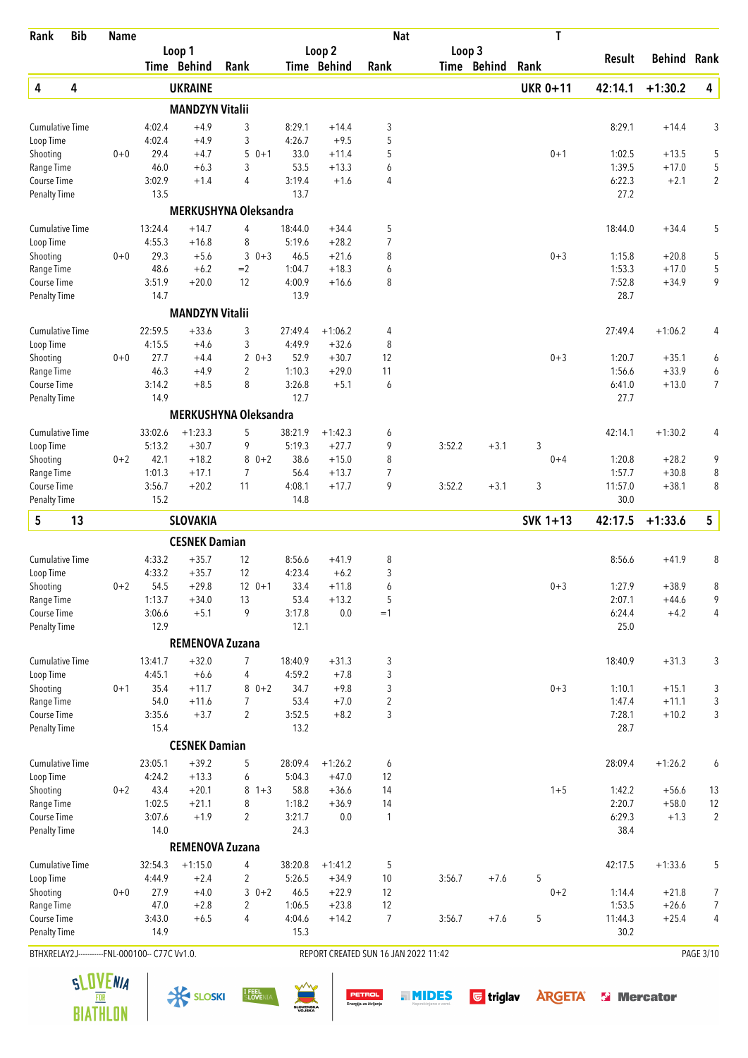| Rank | Bib | Name | | | | | | | Nat | | | T | | | |
|---|---|---|---|---|---|---|---|---|---|---|---|---|---|---|---|
| | | | Loop 1 | | | Loop 2 | | | Loop 3 | | | | Result | Behind | Rank |
| | | | Time | Behind | Rank | Time | Behind | Rank | Time | Behind | Rank | | | | |
| **4** | **4** | **UKRAINE** | | | | | | | | | | **UKR 0+11** | **42:14.1** | **+1:30.2** | **4** |
| | | **MANDZYN Vitalii** | | | | | | | | | | | | | |
| Cumulative Time | | | 4:02.4 | +4.9 | 3 | 8:29.1 | +14.4 | 3 | | | | | 8:29.1 | +14.4 | 3 |
| Loop Time | | | 4:02.4 | +4.9 | 3 | 4:26.7 | +9.5 | 5 | | | | | | | |
| Shooting | | 0+0 | 29.4 | +4.7 | 5 0+1 | 33.0 | +11.4 | 5 | | | | 0+1 | 1:02.5 | +13.5 | 5 |
| Range Time | | | 46.0 | +6.3 | 3 | 53.5 | +13.3 | 6 | | | | | 1:39.5 | +17.0 | 5 |
| Course Time | | | 3:02.9 | +1.4 | 4 | 3:19.4 | +1.6 | 4 | | | | | 6:22.3 | +2.1 | 2 |
| Penalty Time | | | 13.5 | | | 13.7 | | | | | | | 27.2 | | |
| | | **MERKUSHYNA Oleksandra** | | | | | | | | | | | | | |
| Cumulative Time | | | 13:24.4 | +14.7 | 4 | 18:44.0 | +34.4 | 5 | | | | | 18:44.0 | +34.4 | 5 |
| Loop Time | | | 4:55.3 | +16.8 | 8 | 5:19.6 | +28.2 | 7 | | | | | | | |
| Shooting | | 0+0 | 29.3 | +5.6 | 3 0+3 | 46.5 | +21.6 | 8 | | | | 0+3 | 1:15.8 | +20.8 | 5 |
| Range Time | | | 48.6 | +6.2 | =2 | 1:04.7 | +18.3 | 6 | | | | | 1:53.3 | +17.0 | 5 |
| Course Time | | | 3:51.9 | +20.0 | 12 | 4:00.9 | +16.6 | 8 | | | | | 7:52.8 | +34.9 | 9 |
| Penalty Time | | | 14.7 | | | 13.9 | | | | | | | 28.7 | | |
| | | **MANDZYN Vitalii** | | | | | | | | | | | | | |
| Cumulative Time | | | 22:59.5 | +33.6 | 3 | 27:49.4 | +1:06.2 | 4 | | | | | 27:49.4 | +1:06.2 | 4 |
| Loop Time | | | 4:15.5 | +4.6 | 3 | 4:49.9 | +32.6 | 8 | | | | | | | |
| Shooting | | 0+0 | 27.7 | +4.4 | 2 0+3 | 52.9 | +30.7 | 12 | | | | 0+3 | 1:20.7 | +35.1 | 6 |
| Range Time | | | 46.3 | +4.9 | 2 | 1:10.3 | +29.0 | 11 | | | | | 1:56.6 | +33.9 | 6 |
| Course Time | | | 3:14.2 | +8.5 | 8 | 3:26.8 | +5.1 | 6 | | | | | 6:41.0 | +13.0 | 7 |
| Penalty Time | | | 14.9 | | | 12.7 | | | | | | | 27.7 | | |
| | | **MERKUSHYNA Oleksandra** | | | | | | | | | | | | | |
| Cumulative Time | | | 33:02.6 | +1:23.3 | 5 | 38:21.9 | +1:42.3 | 6 | | | | | 42:14.1 | +1:30.2 | 4 |
| Loop Time | | | 5:13.2 | +30.7 | 9 | 5:19.3 | +27.7 | 9 | 3:52.2 | +3.1 | 3 | | | | |
| Shooting | | 0+2 | 42.1 | +18.2 | 8 0+2 | 38.6 | +15.0 | 8 | | | | 0+4 | 1:20.8 | +28.2 | 9 |
| Range Time | | | 1:01.3 | +17.1 | 7 | 56.4 | +13.7 | 7 | | | | | 1:57.7 | +30.8 | 8 |
| Course Time | | | 3:56.7 | +20.2 | 11 | 4:08.1 | +17.7 | 9 | 3:52.2 | +3.1 | 3 | | 11:57.0 | +38.1 | 8 |
| Penalty Time | | | 15.2 | | | 14.8 | | | | | | | 30.0 | | |
| **5** | **13** | **SLOVAKIA** | | | | | | | | | | **SVK 1+13** | **42:17.5** | **+1:33.6** | **5** |
| | | **CESNEK Damian** | | | | | | | | | | | | | |
| Cumulative Time | | | 4:33.2 | +35.7 | 12 | 8:56.6 | +41.9 | 8 | | | | | 8:56.6 | +41.9 | 8 |
| Loop Time | | | 4:33.2 | +35.7 | 12 | 4:23.4 | +6.2 | 3 | | | | | | | |
| Shooting | | 0+2 | 54.5 | +29.8 | 12 0+1 | 33.4 | +11.8 | 6 | | | | 0+3 | 1:27.9 | +38.9 | 8 |
| Range Time | | | 1:13.7 | +34.0 | 13 | 53.4 | +13.2 | 5 | | | | | 2:07.1 | +44.6 | 9 |
| Course Time | | | 3:06.6 | +5.1 | 9 | 3:17.8 | 0.0 | =1 | | | | | 6:24.4 | +4.2 | 4 |
| Penalty Time | | | 12.9 | | | 12.1 | | | | | | | 25.0 | | |
| | | **REMENOVA Zuzana** | | | | | | | | | | | | | |
| Cumulative Time | | | 13:41.7 | +32.0 | 7 | 18:40.9 | +31.3 | 3 | | | | | 18:40.9 | +31.3 | 3 |
| Loop Time | | | 4:45.1 | +6.6 | 4 | 4:59.2 | +7.8 | 3 | | | | | | | |
| Shooting | | 0+1 | 35.4 | +11.7 | 8 0+2 | 34.7 | +9.8 | 3 | | | | 0+3 | 1:10.1 | +15.1 | 3 |
| Range Time | | | 54.0 | +11.6 | 7 | 53.4 | +7.0 | 2 | | | | | 1:47.4 | +11.1 | 3 |
| Course Time | | | 3:35.6 | +3.7 | 2 | 3:52.5 | +8.2 | 3 | | | | | 7:28.1 | +10.2 | 3 |
| Penalty Time | | | 15.4 | | | 13.2 | | | | | | | 28.7 | | |
| | | **CESNEK Damian** | | | | | | | | | | | | | |
| Cumulative Time | | | 23:05.1 | +39.2 | 5 | 28:09.4 | +1:26.2 | 6 | | | | | 28:09.4 | +1:26.2 | 6 |
| Loop Time | | | 4:24.2 | +13.3 | 6 | 5:04.3 | +47.0 | 12 | | | | | | | |
| Shooting | | 0+2 | 43.4 | +20.1 | 8 1+3 | 58.8 | +36.6 | 14 | | | | 1+5 | 1:42.2 | +56.6 | 13 |
| Range Time | | | 1:02.5 | +21.1 | 8 | 1:18.2 | +36.9 | 14 | | | | | 2:20.7 | +58.0 | 12 |
| Course Time | | | 3:07.6 | +1.9 | 2 | 3:21.7 | 0.0 | 1 | | | | | 6:29.3 | +1.3 | 2 |
| Penalty Time | | | 14.0 | | | 24.3 | | | | | | | 38.4 | | |
| | | **REMENOVA Zuzana** | | | | | | | | | | | | | |
| Cumulative Time | | | 32:54.3 | +1:15.0 | 4 | 38:20.8 | +1:41.2 | 5 | | | | | 42:17.5 | +1:33.6 | 5 |
| Loop Time | | | 4:44.9 | +2.4 | 2 | 5:26.5 | +34.9 | 10 | 3:56.7 | +7.6 | 5 | | | | |
| Shooting | | 0+0 | 27.9 | +4.0 | 3 0+2 | 46.5 | +22.9 | 12 | | | | 0+2 | 1:14.4 | +21.8 | 7 |
| Range Time | | | 47.0 | +2.8 | 2 | 1:06.5 | +23.8 | 12 | | | | | 1:53.5 | +26.6 | 7 |
| Course Time | | | 3:43.0 | +6.5 | 4 | 4:04.6 | +14.2 | 7 | 3:56.7 | +7.6 | 5 | | 11:44.3 | +25.4 | 4 |
| Penalty Time | | | 14.9 | | | 15.3 | | | | | | | 30.2 | | |

BTHXRELAY2J-----------FNL-000100-- C77C Vv1.0. REPORT CREATED SUN 16 JAN 2022 11:42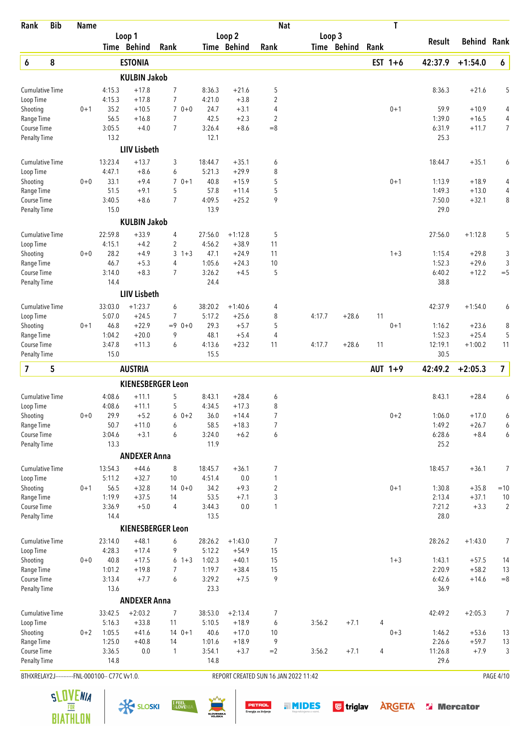| Rank | Bib | Name | | | | | | Nat | | | | T | Result | Behind | Rank |
|---|---|---|---|---|---|---|---|---|---|---|---|---|---|---|---|
| | | | Loop 1 | | | Loop 2 | | | Loop 3 | | | | | | |
| | | | Time | Behind | Rank | Time | Behind | Rank | Time | Behind | Rank | | | | |
| **6** | **8** | **ESTONIA** | | | | | | | | | | **EST 1+6** | **42:37.9** | **+1:54.0** | **6** |
| | | **KULBIN Jakob** | | | | | | | | | | | | | |
| Cumulative Time | | | 4:15.3 | +17.8 | 7 | 8:36.3 | +21.6 | 5 | | | | | 8:36.3 | +21.6 | 5 |
| Loop Time | | | 4:15.3 | +17.8 | 7 | 4:21.0 | +3.8 | 2 | | | | | | | |
| Shooting | | 0+1 | 35.2 | +10.5 | 7 0+0 | 24.7 | +3.1 | 4 | | | | 0+1 | 59.9 | +10.9 | 4 |
| Range Time | | | 56.5 | +16.8 | 7 | 42.5 | +2.3 | 2 | | | | | 1:39.0 | +16.5 | 4 |
| Course Time | | | 3:05.5 | +4.0 | 7 | 3:26.4 | +8.6 | =8 | | | | | 6:31.9 | +11.7 | 7 |
| Penalty Time | | | 13.2 | | | 12.1 | | | | | | | 25.3 | | |
| | | **LIIV Lisbeth** | | | | | | | | | | | | | |
| Cumulative Time | | | 13:23.4 | +13.7 | 3 | 18:44.7 | +35.1 | 6 | | | | | 18:44.7 | +35.1 | 6 |
| Loop Time | | | 4:47.1 | +8.6 | 6 | 5:21.3 | +29.9 | 8 | | | | | | | |
| Shooting | | 0+0 | 33.1 | +9.4 | 7 0+1 | 40.8 | +15.9 | 5 | | | | 0+1 | 1:13.9 | +18.9 | 4 |
| Range Time | | | 51.5 | +9.1 | 5 | 57.8 | +11.4 | 5 | | | | | 1:49.3 | +13.0 | 4 |
| Course Time | | | 3:40.5 | +8.6 | 7 | 4:09.5 | +25.2 | 9 | | | | | 7:50.0 | +32.1 | 8 |
| Penalty Time | | | 15.0 | | | 13.9 | | | | | | | 29.0 | | |
| | | **KULBIN Jakob** | | | | | | | | | | | | | |
| Cumulative Time | | | 22:59.8 | +33.9 | 4 | 27:56.0 | +1:12.8 | 5 | | | | | 27:56.0 | +1:12.8 | 5 |
| Loop Time | | | 4:15.1 | +4.2 | 2 | 4:56.2 | +38.9 | 11 | | | | | | | |
| Shooting | | 0+0 | 28.2 | +4.9 | 3 1+3 | 47.1 | +24.9 | 11 | | | | 1+3 | 1:15.4 | +29.8 | 3 |
| Range Time | | | 46.7 | +5.3 | 4 | 1:05.6 | +24.3 | 10 | | | | | 1:52.3 | +29.6 | 3 |
| Course Time | | | 3:14.0 | +8.3 | 7 | 3:26.2 | +4.5 | 5 | | | | | 6:40.2 | +12.2 | =5 |
| Penalty Time | | | 14.4 | | | 24.4 | | | | | | | 38.8 | | |
| | | **LIIV Lisbeth** | | | | | | | | | | | | | |
| Cumulative Time | | | 33:03.0 | +1:23.7 | 6 | 38:20.2 | +1:40.6 | 4 | | | | | 42:37.9 | +1:54.0 | 6 |
| Loop Time | | | 5:07.0 | +24.5 | 7 | 5:17.2 | +25.6 | 8 | 4:17.7 | +28.6 | 11 | | | | |
| Shooting | | 0+1 | 46.8 | +22.9 | =9 0+0 | 29.3 | +5.7 | 5 | | | | 0+1 | 1:16.2 | +23.6 | 8 |
| Range Time | | | 1:04.2 | +20.0 | 9 | 48.1 | +5.4 | 4 | | | | | 1:52.3 | +25.4 | 5 |
| Course Time | | | 3:47.8 | +11.3 | 6 | 4:13.6 | +23.2 | 11 | 4:17.7 | +28.6 | 11 | | 12:19.1 | +1:00.2 | 11 |
| Penalty Time | | | 15.0 | | | 15.5 | | | | | | | 30.5 | | |
| **7** | **5** | **AUSTRIA** | | | | | | | | | | **AUT 1+9** | **42:49.2** | **+2:05.3** | **7** |
| | | **KIENESBERGER Leon** | | | | | | | | | | | | | |
| Cumulative Time | | | 4:08.6 | +11.1 | 5 | 8:43.1 | +28.4 | 6 | | | | | 8:43.1 | +28.4 | 6 |
| Loop Time | | | 4:08.6 | +11.1 | 5 | 4:34.5 | +17.3 | 8 | | | | | | | |
| Shooting | | 0+0 | 29.9 | +5.2 | 6 0+2 | 36.0 | +14.4 | 7 | | | | 0+2 | 1:06.0 | +17.0 | 6 |
| Range Time | | | 50.7 | +11.0 | 6 | 58.5 | +18.3 | 7 | | | | | 1:49.2 | +26.7 | 6 |
| Course Time | | | 3:04.6 | +3.1 | 6 | 3:24.0 | +6.2 | 6 | | | | | 6:28.6 | +8.4 | 6 |
| Penalty Time | | | 13.3 | | | 11.9 | | | | | | | 25.2 | | |
| | | **ANDEXER Anna** | | | | | | | | | | | | | |
| Cumulative Time | | | 13:54.3 | +44.6 | 8 | 18:45.7 | +36.1 | 7 | | | | | 18:45.7 | +36.1 | 7 |
| Loop Time | | | 5:11.2 | +32.7 | 10 | 4:51.4 | 0.0 | 1 | | | | | | | |
| Shooting | | 0+1 | 56.5 | +32.8 | 14 0+0 | 34.2 | +9.3 | 2 | | | | 0+1 | 1:30.8 | +35.8 | =10 |
| Range Time | | | 1:19.9 | +37.5 | 14 | 53.5 | +7.1 | 3 | | | | | 2:13.4 | +37.1 | 10 |
| Course Time | | | 3:36.9 | +5.0 | 4 | 3:44.3 | 0.0 | 1 | | | | | 7:21.2 | +3.3 | 2 |
| Penalty Time | | | 14.4 | | | 13.5 | | | | | | | 28.0 | | |
| | | **KIENESBERGER Leon** | | | | | | | | | | | | | |
| Cumulative Time | | | 23:14.0 | +48.1 | 6 | 28:26.2 | +1:43.0 | 7 | | | | | 28:26.2 | +1:43.0 | 7 |
| Loop Time | | | 4:28.3 | +17.4 | 9 | 5:12.2 | +54.9 | 15 | | | | | | | |
| Shooting | | 0+0 | 40.8 | +17.5 | 6 1+3 | 1:02.3 | +40.1 | 15 | | | | 1+3 | 1:43.1 | +57.5 | 14 |
| Range Time | | | 1:01.2 | +19.8 | 7 | 1:19.7 | +38.4 | 15 | | | | | 2:20.9 | +58.2 | 13 |
| Course Time | | | 3:13.4 | +7.7 | 6 | 3:29.2 | +7.5 | 9 | | | | | 6:42.6 | +14.6 | =8 |
| Penalty Time | | | 13.6 | | | 23.3 | | | | | | | 36.9 | | |
| | | **ANDEXER Anna** | | | | | | | | | | | | | |
| Cumulative Time | | | 33:42.5 | +2:03.2 | 7 | 38:53.0 | +2:13.4 | 7 | | | | | 42:49.2 | +2:05.3 | 7 |
| Loop Time | | | 5:16.3 | +33.8 | 11 | 5:10.5 | +18.9 | 6 | 3:56.2 | +7.1 | 4 | | | | |
| Shooting | | 0+2 | 1:05.5 | +41.6 | 14 0+1 | 40.6 | +17.0 | 10 | | | | 0+3 | 1:46.2 | +53.6 | 13 |
| Range Time | | | 1:25.0 | +40.8 | 14 | 1:01.6 | +18.9 | 9 | | | | | 2:26.6 | +59.7 | 13 |
| Course Time | | | 3:36.5 | 0.0 | 1 | 3:54.1 | +3.7 | =2 | 3:56.2 | +7.1 | 4 | | 11:26.8 | +7.9 | 3 |
| Penalty Time | | | 14.8 | | | 14.8 | | | | | | | 29.6 | | |

BTHXRELAY2J-----------FNL-000100-- C77C Vv1.0. REPORT CREATED SUN 16 JAN 2022 11:42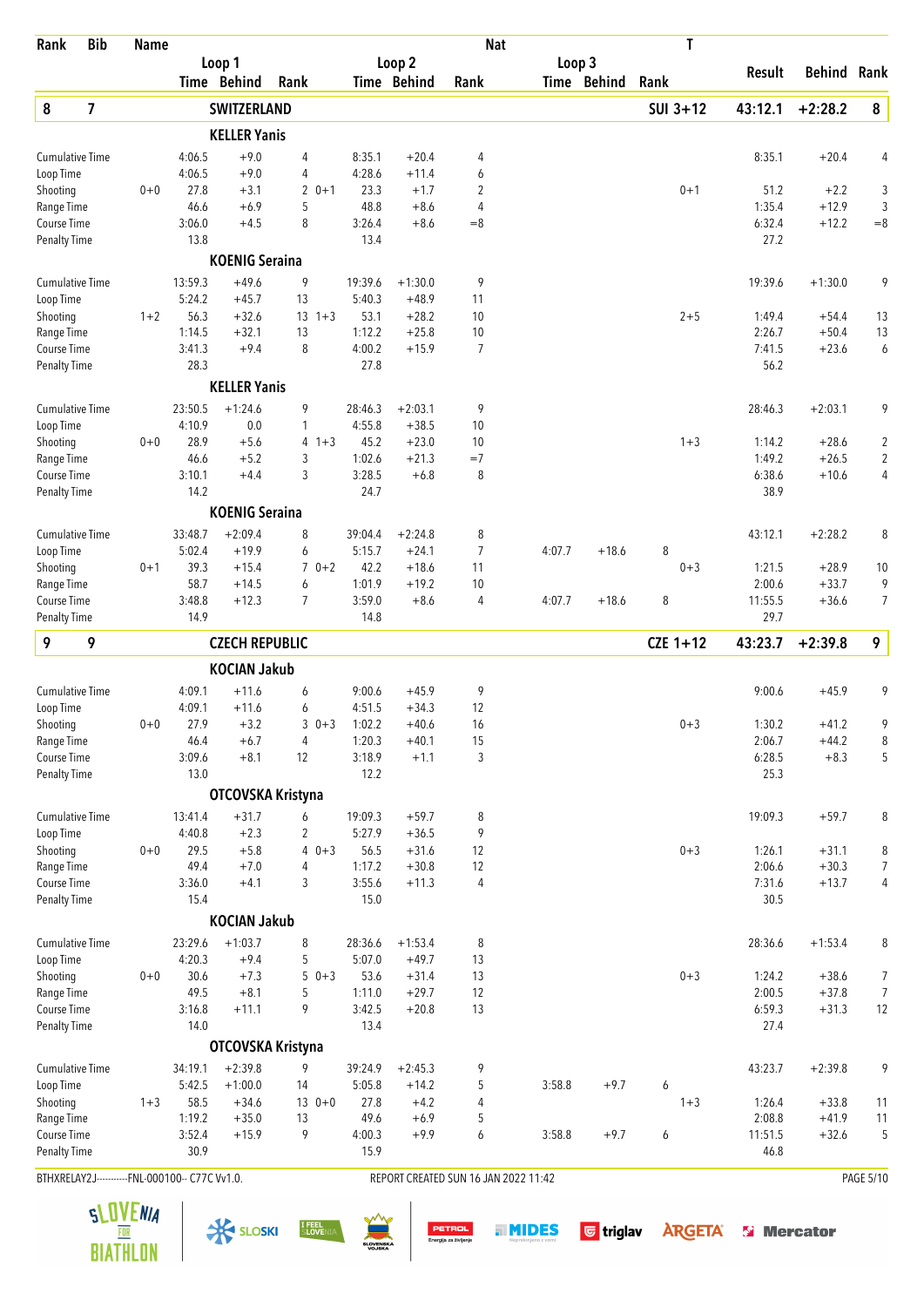| Rank | Bib | Name | | | | | | | Nat | | | | T | | | |
|---|---|---|---|---|---|---|---|---|---|---|---|---|---|---|---|---|
| | | | Loop 1 | | | | Loop 2 | | | Loop 3 | | | | Result | Behind | Rank |
| | | | Time | Behind | Rank | | Time | Behind | Rank | Time | Behind | Rank | | | | |
| **8** | **7** | **SWITZERLAND** | | | | | | | | | | | **SUI 3+12** | **43:12.1** | **+2:28.2** | **8** |
| | | **KELLER Yanis** | | | | | | | | | | | | | | |
| Cumulative Time | | | 4:06.5 | +9.0 | 4 | | 8:35.1 | +20.4 | 4 | | | | | 8:35.1 | +20.4 | 4 |
| Loop Time | | | 4:06.5 | +9.0 | 4 | | 4:28.6 | +11.4 | 6 | | | | | | | |
| Shooting | | 0+0 | 27.8 | +3.1 | 2 | 0+1 | 23.3 | +1.7 | 2 | | | | 0+1 | 51.2 | +2.2 | 3 |
| Range Time | | | 46.6 | +6.9 | 5 | | 48.8 | +8.6 | 4 | | | | | 1:35.4 | +12.9 | 3 |
| Course Time | | | 3:06.0 | +4.5 | 8 | | 3:26.4 | +8.6 | =8 | | | | | 6:32.4 | +12.2 | =8 |
| Penalty Time | | | 13.8 | | | | 13.4 | | | | | | | 27.2 | | |
| | | **KOENIG Seraina** | | | | | | | | | | | | | | |
| Cumulative Time | | | 13:59.3 | +49.6 | 9 | | 19:39.6 | +1:30.0 | 9 | | | | | 19:39.6 | +1:30.0 | 9 |
| Loop Time | | | 5:24.2 | +45.7 | 13 | | 5:40.3 | +48.9 | 11 | | | | | | | |
| Shooting | | 1+2 | 56.3 | +32.6 | 13 | 1+3 | 53.1 | +28.2 | 10 | | | | 2+5 | 1:49.4 | +54.4 | 13 |
| Range Time | | | 1:14.5 | +32.1 | 13 | | 1:12.2 | +25.8 | 10 | | | | | 2:26.7 | +50.4 | 13 |
| Course Time | | | 3:41.3 | +9.4 | 8 | | 4:00.2 | +15.9 | 7 | | | | | 7:41.5 | +23.6 | 6 |
| Penalty Time | | | 28.3 | | | | 27.8 | | | | | | | 56.2 | | |
| | | **KELLER Yanis** | | | | | | | | | | | | | | |
| Cumulative Time | | | 23:50.5 | +1:24.6 | 9 | | 28:46.3 | +2:03.1 | 9 | | | | | 28:46.3 | +2:03.1 | 9 |
| Loop Time | | | 4:10.9 | 0.0 | 1 | | 4:55.8 | +38.5 | 10 | | | | | | | |
| Shooting | | 0+0 | 28.9 | +5.6 | 4 | 1+3 | 45.2 | +23.0 | 10 | | | | 1+3 | 1:14.2 | +28.6 | 2 |
| Range Time | | | 46.6 | +5.2 | 3 | | 1:02.6 | +21.3 | =7 | | | | | 1:49.2 | +26.5 | 2 |
| Course Time | | | 3:10.1 | +4.4 | 3 | | 3:28.5 | +6.8 | 8 | | | | | 6:38.6 | +10.6 | 4 |
| Penalty Time | | | 14.2 | | | | 24.7 | | | | | | | 38.9 | | |
| | | **KOENIG Seraina** | | | | | | | | | | | | | | |
| Cumulative Time | | | 33:48.7 | +2:09.4 | 8 | | 39:04.4 | +2:24.8 | 8 | | | | | 43:12.1 | +2:28.2 | 8 |
| Loop Time | | | 5:02.4 | +19.9 | 6 | | 5:15.7 | +24.1 | 7 | 4:07.7 | +18.6 | 8 | | | | |
| Shooting | | 0+1 | 39.3 | +15.4 | 7 | 0+2 | 42.2 | +18.6 | 11 | | | | 0+3 | 1:21.5 | +28.9 | 10 |
| Range Time | | | 58.7 | +14.5 | 6 | | 1:01.9 | +19.2 | 10 | | | | | 2:00.6 | +33.7 | 9 |
| Course Time | | | 3:48.8 | +12.3 | 7 | | 3:59.0 | +8.6 | 4 | 4:07.7 | +18.6 | 8 | | 11:55.5 | +36.6 | 7 |
| Penalty Time | | | 14.9 | | | | 14.8 | | | | | | | 29.7 | | |
| **9** | **9** | **CZECH REPUBLIC** | | | | | | | | | | | **CZE 1+12** | **43:23.7** | **+2:39.8** | **9** |
| | | **KOCIAN Jakub** | | | | | | | | | | | | | | |
| Cumulative Time | | | 4:09.1 | +11.6 | 6 | | 9:00.6 | +45.9 | 9 | | | | | 9:00.6 | +45.9 | 9 |
| Loop Time | | | 4:09.1 | +11.6 | 6 | | 4:51.5 | +34.3 | 12 | | | | | | | |
| Shooting | | 0+0 | 27.9 | +3.2 | 3 | 0+3 | 1:02.2 | +40.6 | 16 | | | | 0+3 | 1:30.2 | +41.2 | 9 |
| Range Time | | | 46.4 | +6.7 | 4 | | 1:20.3 | +40.1 | 15 | | | | | 2:06.7 | +44.2 | 8 |
| Course Time | | | 3:09.6 | +8.1 | 12 | | 3:18.9 | +1.1 | 3 | | | | | 6:28.5 | +8.3 | 5 |
| Penalty Time | | | 13.0 | | | | 12.2 | | | | | | | 25.3 | | |
| | | **OTCOVSKA Kristyna** | | | | | | | | | | | | | | |
| Cumulative Time | | | 13:41.4 | +31.7 | 6 | | 19:09.3 | +59.7 | 8 | | | | | 19:09.3 | +59.7 | 8 |
| Loop Time | | | 4:40.8 | +2.3 | 2 | | 5:27.9 | +36.5 | 9 | | | | | | | |
| Shooting | | 0+0 | 29.5 | +5.8 | 4 | 0+3 | 56.5 | +31.6 | 12 | | | | 0+3 | 1:26.1 | +31.1 | 8 |
| Range Time | | | 49.4 | +7.0 | 4 | | 1:17.2 | +30.8 | 12 | | | | | 2:06.6 | +30.3 | 7 |
| Course Time | | | 3:36.0 | +4.1 | 3 | | 3:55.6 | +11.3 | 4 | | | | | 7:31.6 | +13.7 | 4 |
| Penalty Time | | | 15.4 | | | | 15.0 | | | | | | | 30.5 | | |
| | | **KOCIAN Jakub** | | | | | | | | | | | | | | |
| Cumulative Time | | | 23:29.6 | +1:03.7 | 8 | | 28:36.6 | +1:53.4 | 8 | | | | | 28:36.6 | +1:53.4 | 8 |
| Loop Time | | | 4:20.3 | +9.4 | 5 | | 5:07.0 | +49.7 | 13 | | | | | | | |
| Shooting | | 0+0 | 30.6 | +7.3 | 5 | 0+3 | 53.6 | +31.4 | 13 | | | | 0+3 | 1:24.2 | +38.6 | 7 |
| Range Time | | | 49.5 | +8.1 | 5 | | 1:11.0 | +29.7 | 12 | | | | | 2:00.5 | +37.8 | 7 |
| Course Time | | | 3:16.8 | +11.1 | 9 | | 3:42.5 | +20.8 | 13 | | | | | 6:59.3 | +31.3 | 12 |
| Penalty Time | | | 14.0 | | | | 13.4 | | | | | | | 27.4 | | |
| | | **OTCOVSKA Kristyna** | | | | | | | | | | | | | | |
| Cumulative Time | | | 34:19.1 | +2:39.8 | 9 | | 39:24.9 | +2:45.3 | 9 | | | | | 43:23.7 | +2:39.8 | 9 |
| Loop Time | | | 5:42.5 | +1:00.0 | 14 | | 5:05.8 | +14.2 | 5 | 3:58.8 | +9.7 | 6 | | | | |
| Shooting | | 1+3 | 58.5 | +34.6 | 13 | 0+0 | 27.8 | +4.2 | 4 | | | | 1+3 | 1:26.4 | +33.8 | 11 |
| Range Time | | | 1:19.2 | +35.0 | 13 | | 49.6 | +6.9 | 5 | | | | | 2:08.8 | +41.9 | 11 |
| Course Time | | | 3:52.4 | +15.9 | 9 | | 4:00.3 | +9.9 | 6 | 3:58.8 | +9.7 | 6 | | 11:51.5 | +32.6 | 5 |
| Penalty Time | | | 30.9 | | | | 15.9 | | | | | | | 46.8 | | |

BTHXRELAY2J-----------FNL-000100-- C77C Vv1.0. REPORT CREATED SUN 16 JAN 2022 11:42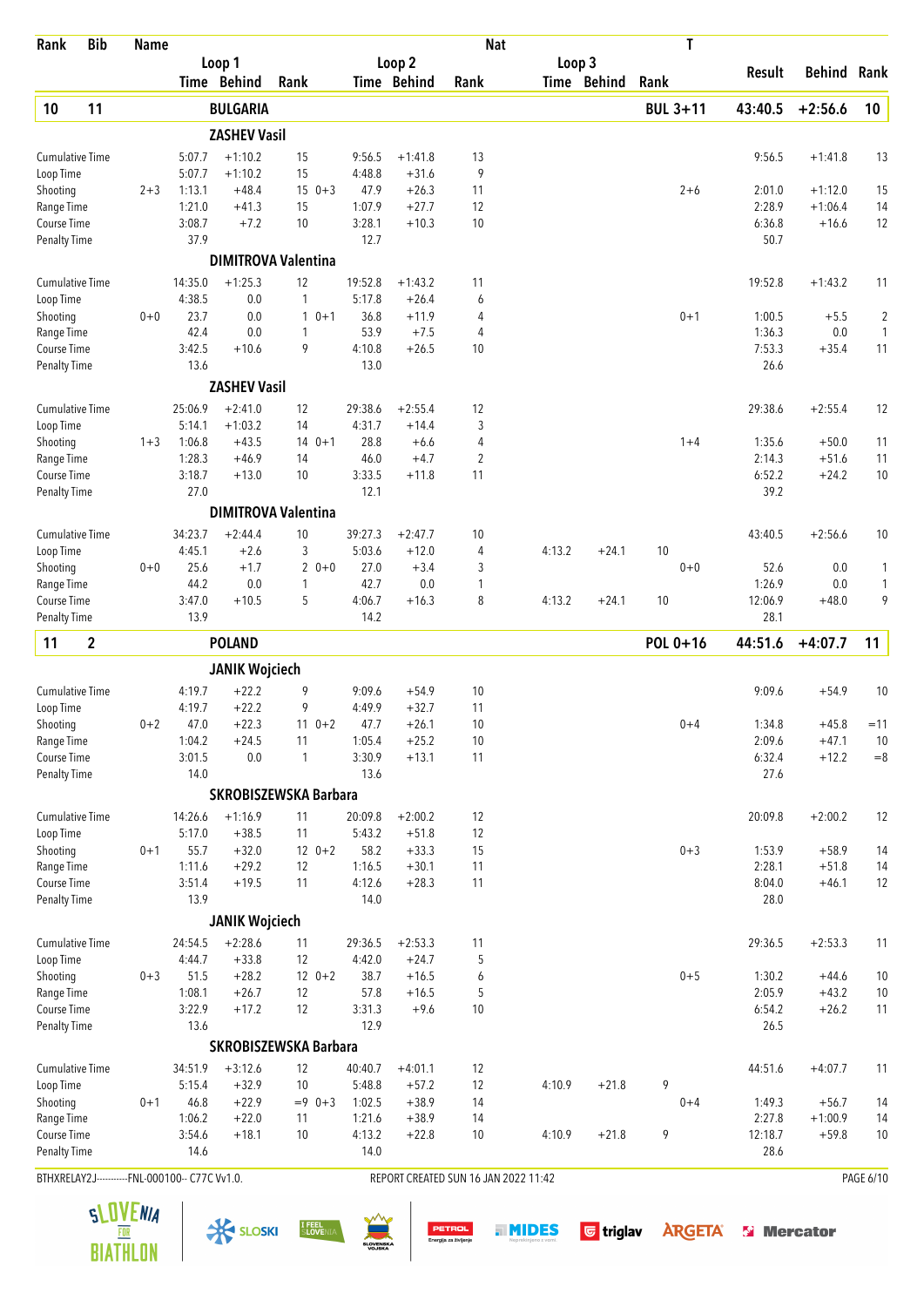| Rank | Bib | Name | Loop 1 Time | Loop 1 Behind | Loop 1 Rank | Loop 2 Time | Loop 2 Behind | Loop 2 Rank | Loop 3 Time | Loop 3 Behind | Loop 3 Rank | T | Result | Behind | Rank |
|---|---|---|---|---|---|---|---|---|---|---|---|---|---|---|---|
| **10** | **11** | **BULGARIA** | | | | | | | | | | **BUL 3+11** | **43:40.5** | **+2:56.6** | **10** |
| | | **ZASHEV Vasil** | | | | | | | | | | | | | |
| Cumulative Time | | | 5:07.7 | +1:10.2 | 15 | 9:56.5 | +1:41.8 | 13 | | | | | 9:56.5 | +1:41.8 | 13 |
| Loop Time | | | 5:07.7 | +1:10.2 | 15 | 4:48.8 | +31.6 | 9 | | | | | | | |
| Shooting | | 2+3 | 1:13.1 | +48.4 | 15 0+3 | 47.9 | +26.3 | 11 | | | | 2+6 | 2:01.0 | +1:12.0 | 15 |
| Range Time | | | 1:21.0 | +41.3 | 15 | 1:07.9 | +27.7 | 12 | | | | | 2:28.9 | +1:06.4 | 14 |
| Course Time | | | 3:08.7 | +7.2 | 10 | 3:28.1 | +10.3 | 10 | | | | | 6:36.8 | +16.6 | 12 |
| Penalty Time | | | 37.9 | | | 12.7 | | | | | | | 50.7 | | |
| | | **DIMITROVA Valentina** | | | | | | | | | | | | | |
| Cumulative Time | | | 14:35.0 | +1:25.3 | 12 | 19:52.8 | +1:43.2 | 11 | | | | | 19:52.8 | +1:43.2 | 11 |
| Loop Time | | | 4:38.5 | 0.0 | 1 | 5:17.8 | +26.4 | 6 | | | | | | | |
| Shooting | | 0+0 | 23.7 | 0.0 | 1 0+1 | 36.8 | +11.9 | 4 | | | | 0+1 | 1:00.5 | +5.5 | 2 |
| Range Time | | | 42.4 | 0.0 | 1 | 53.9 | +7.5 | 4 | | | | | 1:36.3 | 0.0 | 1 |
| Course Time | | | 3:42.5 | +10.6 | 9 | 4:10.8 | +26.5 | 10 | | | | | 7:53.3 | +35.4 | 11 |
| Penalty Time | | | 13.6 | | | 13.0 | | | | | | | 26.6 | | |
| | | **ZASHEV Vasil** | | | | | | | | | | | | | |
| Cumulative Time | | | 25:06.9 | +2:41.0 | 12 | 29:38.6 | +2:55.4 | 12 | | | | | 29:38.6 | +2:55.4 | 12 |
| Loop Time | | | 5:14.1 | +1:03.2 | 14 | 4:31.7 | +14.4 | 3 | | | | | | | |
| Shooting | | 1+3 | 1:06.8 | +43.5 | 14 0+1 | 28.8 | +6.6 | 4 | | | | 1+4 | 1:35.6 | +50.0 | 11 |
| Range Time | | | 1:28.3 | +46.9 | 14 | 46.0 | +4.7 | 2 | | | | | 2:14.3 | +51.6 | 11 |
| Course Time | | | 3:18.7 | +13.0 | 10 | 3:33.5 | +11.8 | 11 | | | | | 6:52.2 | +24.2 | 10 |
| Penalty Time | | | 27.0 | | | 12.1 | | | | | | | 39.2 | | |
| | | **DIMITROVA Valentina** | | | | | | | | | | | | | |
| Cumulative Time | | | 34:23.7 | +2:44.4 | 10 | 39:27.3 | +2:47.7 | 10 | | | | | 43:40.5 | +2:56.6 | 10 |
| Loop Time | | | 4:45.1 | +2.6 | 3 | 5:03.6 | +12.0 | 4 | 4:13.2 | +24.1 | 10 | | | | |
| Shooting | | 0+0 | 25.6 | +1.7 | 2 0+0 | 27.0 | +3.4 | 3 | | | | 0+0 | 52.6 | 0.0 | 1 |
| Range Time | | | 44.2 | 0.0 | 1 | 42.7 | 0.0 | 1 | | | | | 1:26.9 | 0.0 | 1 |
| Course Time | | | 3:47.0 | +10.5 | 5 | 4:06.7 | +16.3 | 8 | 4:13.2 | +24.1 | 10 | | 12:06.9 | +48.0 | 9 |
| Penalty Time | | | 13.9 | | | 14.2 | | | | | | | 28.1 | | |
| **11** | **2** | **POLAND** | | | | | | | | | | **POL 0+16** | **44:51.6** | **+4:07.7** | **11** |
| | | **JANIK Wojciech** | | | | | | | | | | | | | |
| Cumulative Time | | | 4:19.7 | +22.2 | 9 | 9:09.6 | +54.9 | 10 | | | | | 9:09.6 | +54.9 | 10 |
| Loop Time | | | 4:19.7 | +22.2 | 9 | 4:49.9 | +32.7 | 11 | | | | | | | |
| Shooting | | 0+2 | 47.0 | +22.3 | 11 0+2 | 47.7 | +26.1 | 10 | | | | 0+4 | 1:34.8 | +45.8 | =11 |
| Range Time | | | 1:04.2 | +24.5 | 11 | 1:05.4 | +25.2 | 10 | | | | | 2:09.6 | +47.1 | 10 |
| Course Time | | | 3:01.5 | 0.0 | 1 | 3:30.9 | +13.1 | 11 | | | | | 6:32.4 | +12.2 | =8 |
| Penalty Time | | | 14.0 | | | 13.6 | | | | | | | 27.6 | | |
| | | **SKROBISZEWSKA Barbara** | | | | | | | | | | | | | |
| Cumulative Time | | | 14:26.6 | +1:16.9 | 11 | 20:09.8 | +2:00.2 | 12 | | | | | 20:09.8 | +2:00.2 | 12 |
| Loop Time | | | 5:17.0 | +38.5 | 11 | 5:43.2 | +51.8 | 12 | | | | | | | |
| Shooting | | 0+1 | 55.7 | +32.0 | 12 0+2 | 58.2 | +33.3 | 15 | | | | 0+3 | 1:53.9 | +58.9 | 14 |
| Range Time | | | 1:11.6 | +29.2 | 12 | 1:16.5 | +30.1 | 11 | | | | | 2:28.1 | +51.8 | 14 |
| Course Time | | | 3:51.4 | +19.5 | 11 | 4:12.6 | +28.3 | 11 | | | | | 8:04.0 | +46.1 | 12 |
| Penalty Time | | | 13.9 | | | 14.0 | | | | | | | 28.0 | | |
| | | **JANIK Wojciech** | | | | | | | | | | | | | |
| Cumulative Time | | | 24:54.5 | +2:28.6 | 11 | 29:36.5 | +2:53.3 | 11 | | | | | 29:36.5 | +2:53.3 | 11 |
| Loop Time | | | 4:44.7 | +33.8 | 12 | 4:42.0 | +24.7 | 5 | | | | | | | |
| Shooting | | 0+3 | 51.5 | +28.2 | 12 0+2 | 38.7 | +16.5 | 6 | | | | 0+5 | 1:30.2 | +44.6 | 10 |
| Range Time | | | 1:08.1 | +26.7 | 12 | 57.8 | +16.5 | 5 | | | | | 2:05.9 | +43.2 | 10 |
| Course Time | | | 3:22.9 | +17.2 | 12 | 3:31.3 | +9.6 | 10 | | | | | 6:54.2 | +26.2 | 11 |
| Penalty Time | | | 13.6 | | | 12.9 | | | | | | | 26.5 | | |
| | | **SKROBISZEWSKA Barbara** | | | | | | | | | | | | | |
| Cumulative Time | | | 34:51.9 | +3:12.6 | 12 | 40:40.7 | +4:01.1 | 12 | | | | | 44:51.6 | +4:07.7 | 11 |
| Loop Time | | | 5:15.4 | +32.9 | 10 | 5:48.8 | +57.2 | 12 | 4:10.9 | +21.8 | 9 | | | | |
| Shooting | | 0+1 | 46.8 | +22.9 | =9 0+3 | 1:02.5 | +38.9 | 14 | | | | 0+4 | 1:49.3 | +56.7 | 14 |
| Range Time | | | 1:06.2 | +22.0 | 11 | 1:21.6 | +38.9 | 14 | | | | | 2:27.8 | +1:00.9 | 14 |
| Course Time | | | 3:54.6 | +18.1 | 10 | 4:13.2 | +22.8 | 10 | 4:10.9 | +21.8 | 9 | | 12:18.7 | +59.8 | 10 |
| Penalty Time | | | 14.6 | | | 14.0 | | | | | | | 28.6 | | |

BTHXRELAY2J-----------FNL-000100-- C77C Vv1.0. REPORT CREATED SUN 16 JAN 2022 11:42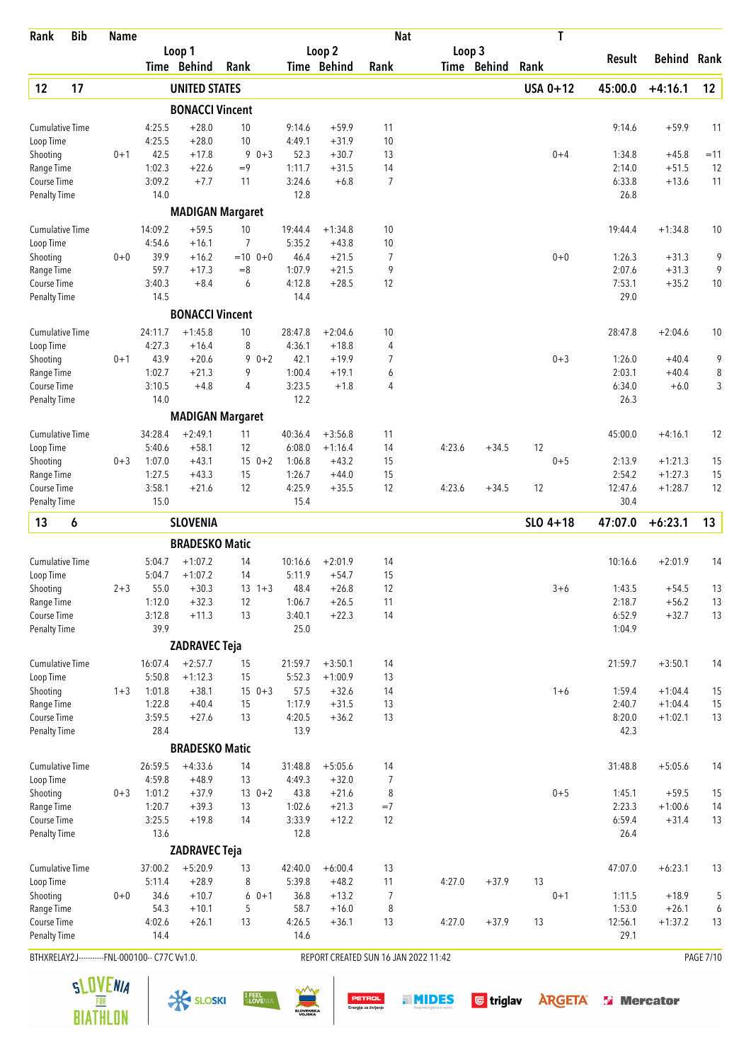| Rank | Bib | Name | Loop 1 Time | Loop 1 Behind | Loop 1 Rank | Loop 2 Time | Loop 2 Behind | Loop 2 Rank | Loop 3 Time | Loop 3 Behind | Loop 3 Rank | Nat T | Result | Behind | Rank |
|---|---|---|---|---|---|---|---|---|---|---|---|---|---|---|---|
| **12** | **17** | **UNITED STATES** | | | | | | | | | | **USA 0+12** | **45:00.0** | **+4:16.1** | **12** |
| | | **BONACCI Vincent** | | | | | | | | | | | | | |
| Cumulative Time | | | 4:25.5 | +28.0 | 10 | 9:14.6 | +59.9 | 11 | | | | | 9:14.6 | +59.9 | 11 |
| Loop Time | | | 4:25.5 | +28.0 | 10 | 4:49.1 | +31.9 | 10 | | | | | | | |
| Shooting | | 0+1 | 42.5 | +17.8 | 9 0+3 | 52.3 | +30.7 | 13 | | | | 0+4 | 1:34.8 | +45.8 | =11 |
| Range Time | | | 1:02.3 | +22.6 | =9 | 1:11.7 | +31.5 | 14 | | | | | 2:14.0 | +51.5 | 12 |
| Course Time | | | 3:09.2 | +7.7 | 11 | 3:24.6 | +6.8 | 7 | | | | | 6:33.8 | +13.6 | 11 |
| Penalty Time | | | 14.0 | | | 12.8 | | | | | | | 26.8 | | |
| | | **MADIGAN Margaret** | | | | | | | | | | | | | |
| Cumulative Time | | | 14:09.2 | +59.5 | 10 | 19:44.4 | +1:34.8 | 10 | | | | | 19:44.4 | +1:34.8 | 10 |
| Loop Time | | | 4:54.6 | +16.1 | 7 | 5:35.2 | +43.8 | 10 | | | | | | | |
| Shooting | | 0+0 | 39.9 | +16.2 | =10 0+0 | 46.4 | +21.5 | 7 | | | | 0+0 | 1:26.3 | +31.3 | 9 |
| Range Time | | | 59.7 | +17.3 | =8 | 1:07.9 | +21.5 | 9 | | | | | 2:07.6 | +31.3 | 9 |
| Course Time | | | 3:40.3 | +8.4 | 6 | 4:12.8 | +28.5 | 12 | | | | | 7:53.1 | +35.2 | 10 |
| Penalty Time | | | 14.5 | | | 14.4 | | | | | | | 29.0 | | |
| | | **BONACCI Vincent** | | | | | | | | | | | | | |
| Cumulative Time | | | 24:11.7 | +1:45.8 | 10 | 28:47.8 | +2:04.6 | 10 | | | | | 28:47.8 | +2:04.6 | 10 |
| Loop Time | | | 4:27.3 | +16.4 | 8 | 4:36.1 | +18.8 | 4 | | | | | | | |
| Shooting | | 0+1 | 43.9 | +20.6 | 9 0+2 | 42.1 | +19.9 | 7 | | | | 0+3 | 1:26.0 | +40.4 | 9 |
| Range Time | | | 1:02.7 | +21.3 | 9 | 1:00.4 | +19.1 | 6 | | | | | 2:03.1 | +40.4 | 8 |
| Course Time | | | 3:10.5 | +4.8 | 4 | 3:23.5 | +1.8 | 4 | | | | | 6:34.0 | +6.0 | 3 |
| Penalty Time | | | 14.0 | | | 12.2 | | | | | | | 26.3 | | |
| | | **MADIGAN Margaret** | | | | | | | | | | | | | |
| Cumulative Time | | | 34:28.4 | +2:49.1 | 11 | 40:36.4 | +3:56.8 | 11 | | | | | 45:00.0 | +4:16.1 | 12 |
| Loop Time | | | 5:40.6 | +58.1 | 12 | 6:08.0 | +1:16.4 | 14 | 4:23.6 | +34.5 | 12 | | | | |
| Shooting | | 0+3 | 1:07.0 | +43.1 | 15 0+2 | 1:06.8 | +43.2 | 15 | | | | 0+5 | 2:13.9 | +1:21.3 | 15 |
| Range Time | | | 1:27.5 | +43.3 | 15 | 1:26.7 | +44.0 | 15 | | | | | 2:54.2 | +1:27.3 | 15 |
| Course Time | | | 3:58.1 | +21.6 | 12 | 4:25.9 | +35.5 | 12 | 4:23.6 | +34.5 | 12 | | 12:47.6 | +1:28.7 | 12 |
| Penalty Time | | | 15.0 | | | 15.4 | | | | | | | 30.4 | | |
| **13** | **6** | **SLOVENIA** | | | | | | | | | | **SLO 4+18** | **47:07.0** | **+6:23.1** | **13** |
| | | **BRADESKO Matic** | | | | | | | | | | | | | |
| Cumulative Time | | | 5:04.7 | +1:07.2 | 14 | 10:16.6 | +2:01.9 | 14 | | | | | 10:16.6 | +2:01.9 | 14 |
| Loop Time | | | 5:04.7 | +1:07.2 | 14 | 5:11.9 | +54.7 | 15 | | | | | | | |
| Shooting | | 2+3 | 55.0 | +30.3 | 13 1+3 | 48.4 | +26.8 | 12 | | | | 3+6 | 1:43.5 | +54.5 | 13 |
| Range Time | | | 1:12.0 | +32.3 | 12 | 1:06.7 | +26.5 | 11 | | | | | 2:18.7 | +56.2 | 13 |
| Course Time | | | 3:12.8 | +11.3 | 13 | 3:40.1 | +22.3 | 14 | | | | | 6:52.9 | +32.7 | 13 |
| Penalty Time | | | 39.9 | | | 25.0 | | | | | | | 1:04.9 | | |
| | | **ZADRAVEC Teja** | | | | | | | | | | | | | |
| Cumulative Time | | | 16:07.4 | +2:57.7 | 15 | 21:59.7 | +3:50.1 | 14 | | | | | 21:59.7 | +3:50.1 | 14 |
| Loop Time | | | 5:50.8 | +1:12.3 | 15 | 5:52.3 | +1:00.9 | 13 | | | | | | | |
| Shooting | | 1+3 | 1:01.8 | +38.1 | 15 0+3 | 57.5 | +32.6 | 14 | | | | 1+6 | 1:59.4 | +1:04.4 | 15 |
| Range Time | | | 1:22.8 | +40.4 | 15 | 1:17.9 | +31.5 | 13 | | | | | 2:40.7 | +1:04.4 | 15 |
| Course Time | | | 3:59.5 | +27.6 | 13 | 4:20.5 | +36.2 | 13 | | | | | 8:20.0 | +1:02.1 | 13 |
| Penalty Time | | | 28.4 | | | 13.9 | | | | | | | 42.3 | | |
| | | **BRADESKO Matic** | | | | | | | | | | | | | |
| Cumulative Time | | | 26:59.5 | +4:33.6 | 14 | 31:48.8 | +5:05.6 | 14 | | | | | 31:48.8 | +5:05.6 | 14 |
| Loop Time | | | 4:59.8 | +48.9 | 13 | 4:49.3 | +32.0 | 7 | | | | | | | |
| Shooting | | 0+3 | 1:01.2 | +37.9 | 13 0+2 | 43.8 | +21.6 | 8 | | | | 0+5 | 1:45.1 | +59.5 | 15 |
| Range Time | | | 1:20.7 | +39.3 | 13 | 1:02.6 | +21.3 | =7 | | | | | 2:23.3 | +1:00.6 | 14 |
| Course Time | | | 3:25.5 | +19.8 | 14 | 3:33.9 | +12.2 | 12 | | | | | 6:59.4 | +31.4 | 13 |
| Penalty Time | | | 13.6 | | | 12.8 | | | | | | | 26.4 | | |
| | | **ZADRAVEC Teja** | | | | | | | | | | | | | |
| Cumulative Time | | | 37:00.2 | +5:20.9 | 13 | 42:40.0 | +6:00.4 | 13 | | | | | 47:07.0 | +6:23.1 | 13 |
| Loop Time | | | 5:11.4 | +28.9 | 8 | 5:39.8 | +48.2 | 11 | 4:27.0 | +37.9 | 13 | | | | |
| Shooting | | 0+0 | 34.6 | +10.7 | 6 0+1 | 36.8 | +13.2 | 7 | | | | 0+1 | 1:11.5 | +18.9 | 5 |
| Range Time | | | 54.3 | +10.1 | 5 | 58.7 | +16.0 | 8 | | | | | 1:53.0 | +26.1 | 6 |
| Course Time | | | 4:02.6 | +26.1 | 13 | 4:26.5 | +36.1 | 13 | 4:27.0 | +37.9 | 13 | | 12:56.1 | +1:37.2 | 13 |
| Penalty Time | | | 14.4 | | | 14.6 | | | | | | | 29.1 | | |

BTHXRELAY2J-----------FNL-000100-- C77C Vv1.0.    REPORT CREATED SUN 16 JAN 2022 11:42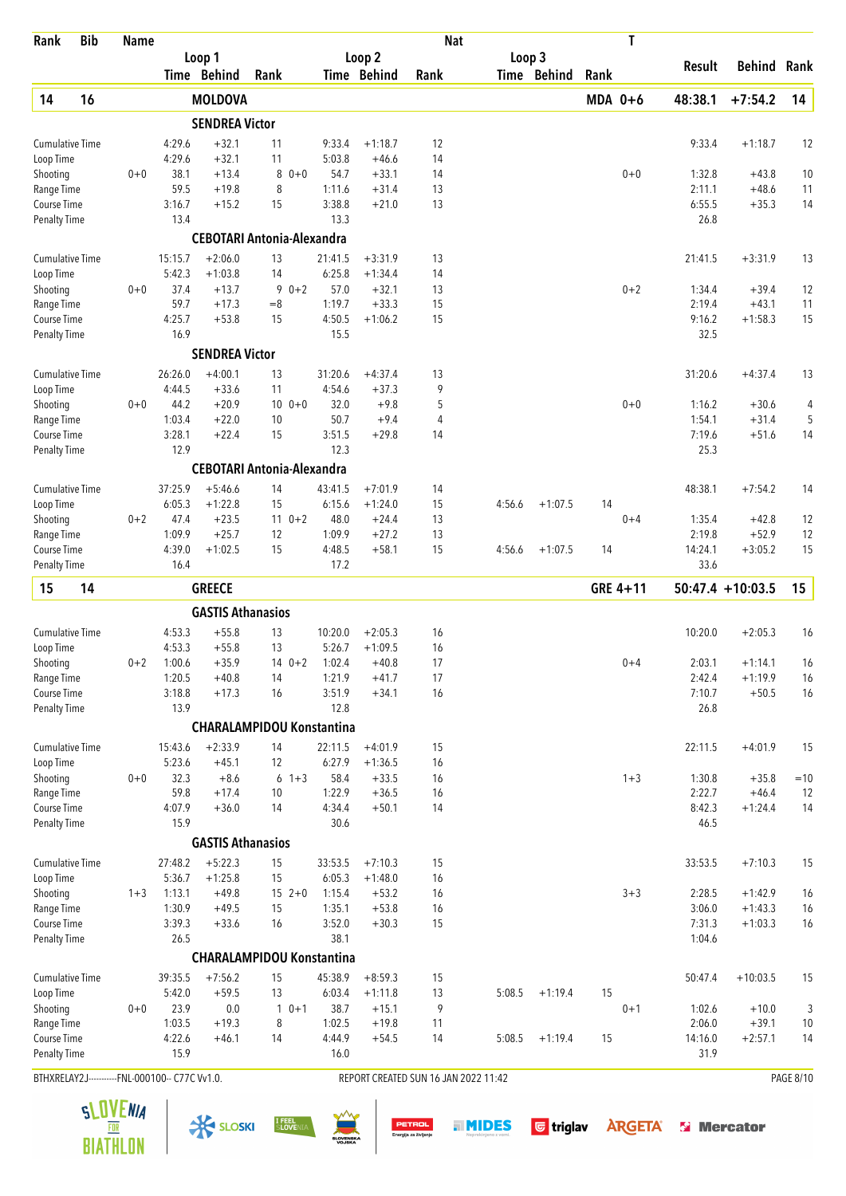| Rank | Bib | Name | | | | | | | Nat | | | | T | | | |
|---|---|---|---|---|---|---|---|---|---|---|---|---|---|---|---|---|
| | | | Loop 1 | | | Loop 2 | | | Loop 3 | | | | | Result | Behind | Rank |
| | | | Time | Behind | Rank | Time | Behind | Rank | Time | Behind | Rank | | | | | |
| **14** | **16** | **MOLDOVA** | | | | | | | | | | **MDA** | **0+6** | **48:38.1** | **+7:54.2** | **14** |
| | | **SENDREA Victor** | | | | | | | | | | | | | | |
| Cumulative Time | | | 4:29.6 | +32.1 | 11 | 9:33.4 | +1:18.7 | 12 | | | | | | 9:33.4 | +1:18.7 | 12 |
| Loop Time | | | 4:29.6 | +32.1 | 11 | 5:03.8 | +46.6 | 14 | | | | | | | | |
| Shooting | | 0+0 | 38.1 | +13.4 | 8 0+0 | 54.7 | +33.1 | 14 | | | | | 0+0 | 1:32.8 | +43.8 | 10 |
| Range Time | | | 59.5 | +19.8 | 8 | 1:11.6 | +31.4 | 13 | | | | | | 2:11.1 | +48.6 | 11 |
| Course Time | | | 3:16.7 | +15.2 | 15 | 3:38.8 | +21.0 | 13 | | | | | | 6:55.5 | +35.3 | 14 |
| Penalty Time | | | 13.4 | | | 13.3 | | | | | | | | 26.8 | | |
| | | **CEBOTARI Antonia-Alexandra** | | | | | | | | | | | | | | |
| Cumulative Time | | | 15:15.7 | +2:06.0 | 13 | 21:41.5 | +3:31.9 | 13 | | | | | | 21:41.5 | +3:31.9 | 13 |
| Loop Time | | | 5:42.3 | +1:03.8 | 14 | 6:25.8 | +1:34.4 | 14 | | | | | | | | |
| Shooting | | 0+0 | 37.4 | +13.7 | 9 0+2 | 57.0 | +32.1 | 13 | | | | | 0+2 | 1:34.4 | +39.4 | 12 |
| Range Time | | | 59.7 | +17.3 | =8 | 1:19.7 | +33.3 | 15 | | | | | | 2:19.4 | +43.1 | 11 |
| Course Time | | | 4:25.7 | +53.8 | 15 | 4:50.5 | +1:06.2 | 15 | | | | | | 9:16.2 | +1:58.3 | 15 |
| Penalty Time | | | 16.9 | | | 15.5 | | | | | | | | 32.5 | | |
| | | **SENDREA Victor** | | | | | | | | | | | | | | |
| Cumulative Time | | | 26:26.0 | +4:00.1 | 13 | 31:20.6 | +4:37.4 | 13 | | | | | | 31:20.6 | +4:37.4 | 13 |
| Loop Time | | | 4:44.5 | +33.6 | 11 | 4:54.6 | +37.3 | 9 | | | | | | | | |
| Shooting | | 0+0 | 44.2 | +20.9 | 10 0+0 | 32.0 | +9.8 | 5 | | | | | 0+0 | 1:16.2 | +30.6 | 4 |
| Range Time | | | 1:03.4 | +22.0 | 10 | 50.7 | +9.4 | 4 | | | | | | 1:54.1 | +31.4 | 5 |
| Course Time | | | 3:28.1 | +22.4 | 15 | 3:51.5 | +29.8 | 14 | | | | | | 7:19.6 | +51.6 | 14 |
| Penalty Time | | | 12.9 | | | 12.3 | | | | | | | | 25.3 | | |
| | | **CEBOTARI Antonia-Alexandra** | | | | | | | | | | | | | | |
| Cumulative Time | | | 37:25.9 | +5:46.6 | 14 | 43:41.5 | +7:01.9 | 14 | | | | | | 48:38.1 | +7:54.2 | 14 |
| Loop Time | | | 6:05.3 | +1:22.8 | 15 | 6:15.6 | +1:24.0 | 15 | 4:56.6 | +1:07.5 | 14 | | | | | |
| Shooting | | 0+2 | 47.4 | +23.5 | 11 0+2 | 48.0 | +24.4 | 13 | | | | | 0+4 | 1:35.4 | +42.8 | 12 |
| Range Time | | | 1:09.9 | +25.7 | 12 | 1:09.9 | +27.2 | 13 | | | | | | 2:19.8 | +52.9 | 12 |
| Course Time | | | 4:39.0 | +1:02.5 | 15 | 4:48.5 | +58.1 | 15 | 4:56.6 | +1:07.5 | 14 | | | 14:24.1 | +3:05.2 | 15 |
| Penalty Time | | | 16.4 | | | 17.2 | | | | | | | | 33.6 | | |
| **15** | **14** | **GREECE** | | | | | | | | | | **GRE** | **4+11** | **50:47.4** | **+10:03.5** | **15** |
| | | **GASTIS Athanasios** | | | | | | | | | | | | | | |
| Cumulative Time | | | 4:53.3 | +55.8 | 13 | 10:20.0 | +2:05.3 | 16 | | | | | | 10:20.0 | +2:05.3 | 16 |
| Loop Time | | | 4:53.3 | +55.8 | 13 | 5:26.7 | +1:09.5 | 16 | | | | | | | | |
| Shooting | | 0+2 | 1:00.6 | +35.9 | 14 0+2 | 1:02.4 | +40.8 | 17 | | | | | 0+4 | 2:03.1 | +1:14.1 | 16 |
| Range Time | | | 1:20.5 | +40.8 | 14 | 1:21.9 | +41.7 | 17 | | | | | | 2:42.4 | +1:19.9 | 16 |
| Course Time | | | 3:18.8 | +17.3 | 16 | 3:51.9 | +34.1 | 16 | | | | | | 7:10.7 | +50.5 | 16 |
| Penalty Time | | | 13.9 | | | 12.8 | | | | | | | | 26.8 | | |
| | | **CHARALAMPIDOU Konstantina** | | | | | | | | | | | | | | |
| Cumulative Time | | | 15:43.6 | +2:33.9 | 14 | 22:11.5 | +4:01.9 | 15 | | | | | | 22:11.5 | +4:01.9 | 15 |
| Loop Time | | | 5:23.6 | +45.1 | 12 | 6:27.9 | +1:36.5 | 16 | | | | | | | | |
| Shooting | | 0+0 | 32.3 | +8.6 | 6 1+3 | 58.4 | +33.5 | 16 | | | | | 1+3 | 1:30.8 | +35.8 | =10 |
| Range Time | | | 59.8 | +17.4 | 10 | 1:22.9 | +36.5 | 16 | | | | | | 2:22.7 | +46.4 | 12 |
| Course Time | | | 4:07.9 | +36.0 | 14 | 4:34.4 | +50.1 | 14 | | | | | | 8:42.3 | +1:24.4 | 14 |
| Penalty Time | | | 15.9 | | | 30.6 | | | | | | | | 46.5 | | |
| | | **GASTIS Athanasios** | | | | | | | | | | | | | | |
| Cumulative Time | | | 27:48.2 | +5:22.3 | 15 | 33:53.5 | +7:10.3 | 15 | | | | | | 33:53.5 | +7:10.3 | 15 |
| Loop Time | | | 5:36.7 | +1:25.8 | 15 | 6:05.3 | +1:48.0 | 16 | | | | | | | | |
| Shooting | | 1+3 | 1:13.1 | +49.8 | 15 2+0 | 1:15.4 | +53.2 | 16 | | | | | 3+3 | 2:28.5 | +1:42.9 | 16 |
| Range Time | | | 1:30.9 | +49.5 | 15 | 1:35.1 | +53.8 | 16 | | | | | | 3:06.0 | +1:43.3 | 16 |
| Course Time | | | 3:39.3 | +33.6 | 16 | 3:52.0 | +30.3 | 15 | | | | | | 7:31.3 | +1:03.3 | 16 |
| Penalty Time | | | 26.5 | | | 38.1 | | | | | | | | 1:04.6 | | |
| | | **CHARALAMPIDOU Konstantina** | | | | | | | | | | | | | | |
| Cumulative Time | | | 39:35.5 | +7:56.2 | 15 | 45:38.9 | +8:59.3 | 15 | | | | | | 50:47.4 | +10:03.5 | 15 |
| Loop Time | | | 5:42.0 | +59.5 | 13 | 6:03.4 | +1:11.8 | 13 | 5:08.5 | +1:19.4 | 15 | | | | | |
| Shooting | | 0+0 | 23.9 | 0.0 | 1 0+1 | 38.7 | +15.1 | 9 | | | | | 0+1 | 1:02.6 | +10.0 | 3 |
| Range Time | | | 1:03.5 | +19.3 | 8 | 1:02.5 | +19.8 | 11 | | | | | | 2:06.0 | +39.1 | 10 |
| Course Time | | | 4:22.6 | +46.1 | 14 | 4:44.9 | +54.5 | 14 | 5:08.5 | +1:19.4 | 15 | | | 14:16.0 | +2:57.1 | 14 |
| Penalty Time | | | 15.9 | | | 16.0 | | | | | | | | 31.9 | | |

BTHXRELAY2J-----------FNL-000100-- C77C Vv1.0. REPORT CREATED SUN 16 JAN 2022 11:42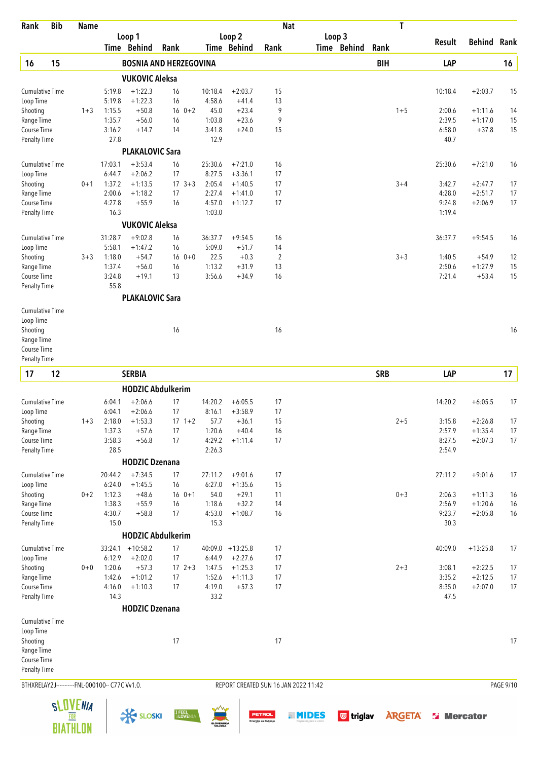| Rank | Bib | Name | | | | | | | Nat | | | | T | | | |
|---|---|---|---|---|---|---|---|---|---|---|---|---|---|---|---|---|
| | | | Loop 1 | | | Loop 2 | | | Loop 3 | | | | | Result | Behind | Rank |
| | | | Time | Behind | Rank | Time | Behind | Rank | Time | Behind | Rank | | | | | |
| **16** | **15** | **BOSNIA AND HERZEGOVINA** | | | | | | | | | | **BIH** | | **LAP** | | **16** |
| | | **VUKOVIC Aleksa** | | | | | | | | | | | | | | |
| Cumulative Time | | | 5:19.8 | +1:22.3 | 16 | 10:18.4 | +2:03.7 | 15 | | | | | | 10:18.4 | +2:03.7 | 15 |
| Loop Time | | | 5:19.8 | +1:22.3 | 16 | 4:58.6 | +41.4 | 13 | | | | | | | | |
| Shooting | | 1+3 | 1:15.5 | +50.8 | 16 | 0+2 45.0 | +23.4 | 9 | | | | | 1+5 | 2:00.6 | +1:11.6 | 14 |
| Range Time | | | 1:35.7 | +56.0 | 16 | 1:03.8 | +23.6 | 9 | | | | | | 2:39.5 | +1:17.0 | 15 |
| Course Time | | | 3:16.2 | +14.7 | 14 | 3:41.8 | +24.0 | 15 | | | | | | 6:58.0 | +37.8 | 15 |
| Penalty Time | | | 27.8 | | | 12.9 | | | | | | | | 40.7 | | |
| | | **PLAKALOVIC Sara** | | | | | | | | | | | | | | |
| Cumulative Time | | | 17:03.1 | +3:53.4 | 16 | 25:30.6 | +7:21.0 | 16 | | | | | | 25:30.6 | +7:21.0 | 16 |
| Loop Time | | | 6:44.7 | +2:06.2 | 17 | 8:27.5 | +3:36.1 | 17 | | | | | | | | |
| Shooting | | 0+1 | 1:37.2 | +1:13.5 | 17 | 3+3 2:05.4 | +1:40.5 | 17 | | | | | 3+4 | 3:42.7 | +2:47.7 | 17 |
| Range Time | | | 2:00.6 | +1:18.2 | 17 | 2:27.4 | +1:41.0 | 17 | | | | | | 4:28.0 | +2:51.7 | 17 |
| Course Time | | | 4:27.8 | +55.9 | 16 | 4:57.0 | +1:12.7 | 17 | | | | | | 9:24.8 | +2:06.9 | 17 |
| Penalty Time | | | 16.3 | | | 1:03.0 | | | | | | | | 1:19.4 | | |
| | | **VUKOVIC Aleksa** | | | | | | | | | | | | | | |
| Cumulative Time | | | 31:28.7 | +9:02.8 | 16 | 36:37.7 | +9:54.5 | 16 | | | | | | 36:37.7 | +9:54.5 | 16 |
| Loop Time | | | 5:58.1 | +1:47.2 | 16 | 5:09.0 | +51.7 | 14 | | | | | | | | |
| Shooting | | 3+3 | 1:18.0 | +54.7 | 16 | 0+0 22.5 | +0.3 | 2 | | | | | 3+3 | 1:40.5 | +54.9 | 12 |
| Range Time | | | 1:37.4 | +56.0 | 16 | 1:13.2 | +31.9 | 13 | | | | | | 2:50.6 | +1:27.9 | 15 |
| Course Time | | | 3:24.8 | +19.1 | 13 | 3:56.6 | +34.9 | 16 | | | | | | 7:21.4 | +53.4 | 15 |
| Penalty Time | | | 55.8 | | | | | | | | | | | | | |
| | | **PLAKALOVIC Sara** | | | | | | | | | | | | | | |
| Cumulative Time | | | | | | | | | | | | | | | | |
| Loop Time | | | | | | | | | | | | | | | | |
| Shooting | | | | | 16 | | | 16 | | | | | | | | 16 |
| Range Time | | | | | | | | | | | | | | | | |
| Course Time | | | | | | | | | | | | | | | | |
| Penalty Time | | | | | | | | | | | | | | | | |
| **17** | **12** | **SERBIA** | | | | | | | | | | **SRB** | | **LAP** | | **17** |
| | | **HODZIC Abdulkerim** | | | | | | | | | | | | | | |
| Cumulative Time | | | 6:04.1 | +2:06.6 | 17 | 14:20.2 | +6:05.5 | 17 | | | | | | 14:20.2 | +6:05.5 | 17 |
| Loop Time | | | 6:04.1 | +2:06.6 | 17 | 8:16.1 | +3:58.9 | 17 | | | | | | | | |
| Shooting | | 1+3 | 2:18.0 | +1:53.3 | 17 | 1+2 57.7 | +36.1 | 15 | | | | | 2+5 | 3:15.8 | +2:26.8 | 17 |
| Range Time | | | 1:37.3 | +57.6 | 17 | 1:20.6 | +40.4 | 16 | | | | | | 2:57.9 | +1:35.4 | 17 |
| Course Time | | | 3:58.3 | +56.8 | 17 | 4:29.2 | +1:11.4 | 17 | | | | | | 8:27.5 | +2:07.3 | 17 |
| Penalty Time | | | 28.5 | | | 2:26.3 | | | | | | | | 2:54.9 | | |
| | | **HODZIC Dzenana** | | | | | | | | | | | | | | |
| Cumulative Time | | | 20:44.2 | +7:34.5 | 17 | 27:11.2 | +9:01.6 | 17 | | | | | | 27:11.2 | +9:01.6 | 17 |
| Loop Time | | | 6:24.0 | +1:45.5 | 16 | 6:27.0 | +1:35.6 | 15 | | | | | | | | |
| Shooting | | 0+2 | 1:12.3 | +48.6 | 16 | 0+1 54.0 | +29.1 | 11 | | | | | 0+3 | 2:06.3 | +1:11.3 | 16 |
| Range Time | | | 1:38.3 | +55.9 | 16 | 1:18.6 | +32.2 | 14 | | | | | | 2:56.9 | +1:20.6 | 16 |
| Course Time | | | 4:30.7 | +58.8 | 17 | 4:53.0 | +1:08.7 | 16 | | | | | | 9:23.7 | +2:05.8 | 16 |
| Penalty Time | | | 15.0 | | | 15.3 | | | | | | | | 30.3 | | |
| | | **HODZIC Abdulkerim** | | | | | | | | | | | | | | |
| Cumulative Time | | | 33:24.1 | +10:58.2 | 17 | 40:09.0 | +13:25.8 | 17 | | | | | | 40:09.0 | +13:25.8 | 17 |
| Loop Time | | | 6:12.9 | +2:02.0 | 17 | 6:44.9 | +2:27.6 | 17 | | | | | | | | |
| Shooting | | 0+0 | 1:20.6 | +57.3 | 17 | 2+3 1:47.5 | +1:25.3 | 17 | | | | | 2+3 | 3:08.1 | +2:22.5 | 17 |
| Range Time | | | 1:42.6 | +1:01.2 | 17 | 1:52.6 | +1:11.3 | 17 | | | | | | 3:35.2 | +2:12.5 | 17 |
| Course Time | | | 4:16.0 | +1:10.3 | 17 | 4:19.0 | +57.3 | 17 | | | | | | 8:35.0 | +2:07.0 | 17 |
| Penalty Time | | | 14.3 | | | 33.2 | | | | | | | | 47.5 | | |
| | | **HODZIC Dzenana** | | | | | | | | | | | | | | |
| Cumulative Time | | | | | | | | | | | | | | | | |
| Loop Time | | | | | | | | | | | | | | | | |
| Shooting | | | | | 17 | | | 17 | | | | | | | | 17 |
| Range Time | | | | | | | | | | | | | | | | |
| Course Time | | | | | | | | | | | | | | | | |
| Penalty Time | | | | | | | | | | | | | | | | |

BTHXRELAY2J-----------FNL-000100-- C77C Vv1.0. REPORT CREATED SUN 16 JAN 2022 11:42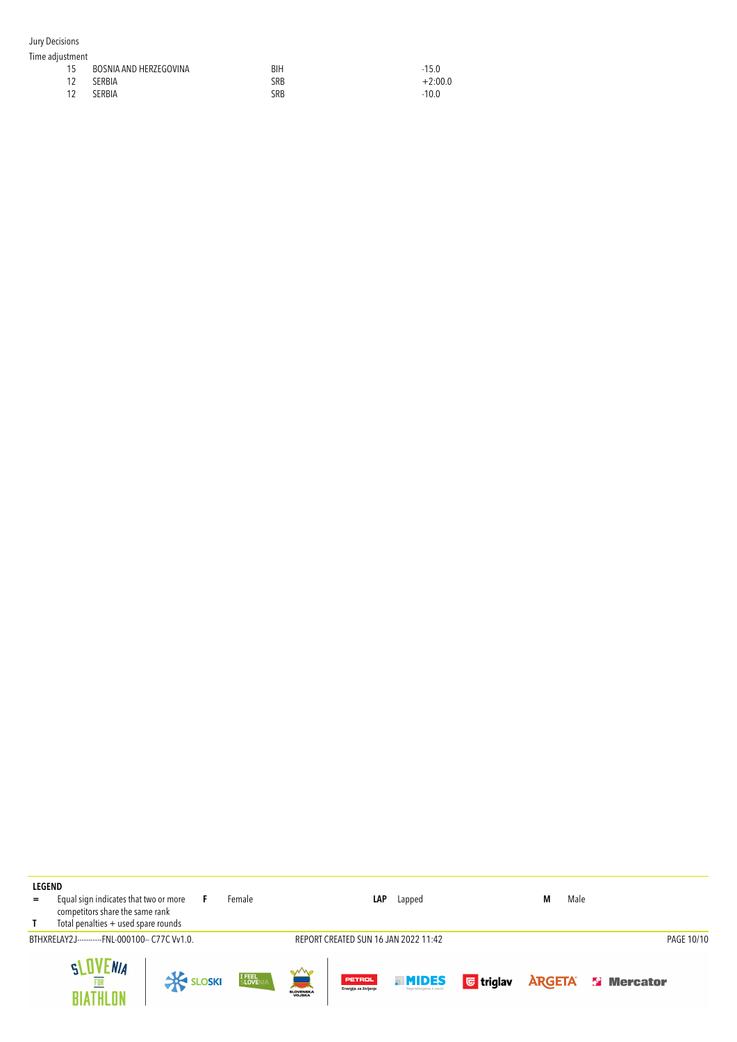Jury Decisions

Time adjustment

| | | | |
|---|---|---|---|
| 15 | BOSNIA AND HERZEGOVINA | BIH | -15.0 |
| 12 | SERBIA | SRB | +2:00.0 |
| 12 | SERBIA | SRB | -10.0 |

**LEGEND**

| | | | | | | | |
|---|---|---|---|---|---|---|---|
| **=** | Equal sign indicates that two or more competitors share the same rank | **F** | Female | **LAP** | Lapped | **M** | Male |
| **T** | Total penalties + used spare rounds | | | | | | |

BTHXRELAY2J-----------FNL-000100-- C77C Vv1.0.

REPORT CREATED SUN 16 JAN 2022 11:42